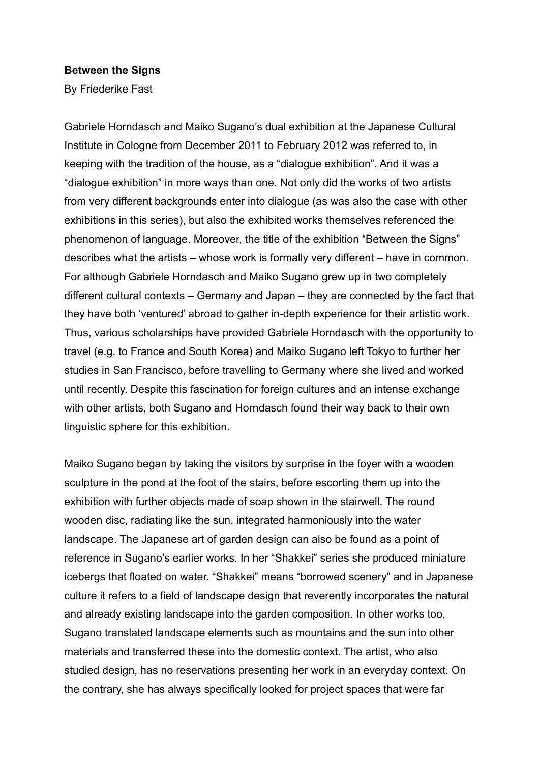**Between the Signs**

By Friederike Fast

Gabriele Horndasch and Maiko Sugano's dual exhibition at the Japanese Cultural Institute in Cologne from December 2011 to February 2012 was referred to, in keeping with the tradition of the house, as a "dialogue exhibition". And it was a "dialogue exhibition" in more ways than one. Not only did the works of two artists from very different backgrounds enter into dialogue (as was also the case with other exhibitions in this series), but also the exhibited works themselves referenced the phenomenon of language. Moreover, the title of the exhibition "Between the Signs" describes what the artists – whose work is formally very different – have in common. For although Gabriele Horndasch and Maiko Sugano grew up in two completely different cultural contexts – Germany and Japan – they are connected by the fact that they have both 'ventured' abroad to gather in-depth experience for their artistic work. Thus, various scholarships have provided Gabriele Horndasch with the opportunity to travel (e.g. to France and South Korea) and Maiko Sugano left Tokyo to further her studies in San Francisco, before travelling to Germany where she lived and worked until recently. Despite this fascination for foreign cultures and an intense exchange with other artists, both Sugano and Horndasch found their way back to their own linguistic sphere for this exhibition.

Maiko Sugano began by taking the visitors by surprise in the foyer with a wooden sculpture in the pond at the foot of the stairs, before escorting them up into the exhibition with further objects made of soap shown in the stairwell. The round wooden disc, radiating like the sun, integrated harmoniously into the water landscape. The Japanese art of garden design can also be found as a point of reference in Sugano's earlier works. In her "Shakkei" series she produced miniature icebergs that floated on water. "Shakkei" means "borrowed scenery" and in Japanese culture it refers to a field of landscape design that reverently incorporates the natural and already existing landscape into the garden composition. In other works too, Sugano translated landscape elements such as mountains and the sun into other materials and transferred these into the domestic context. The artist, who also studied design, has no reservations presenting her work in an everyday context. On the contrary, she has always specifically looked for project spaces that were far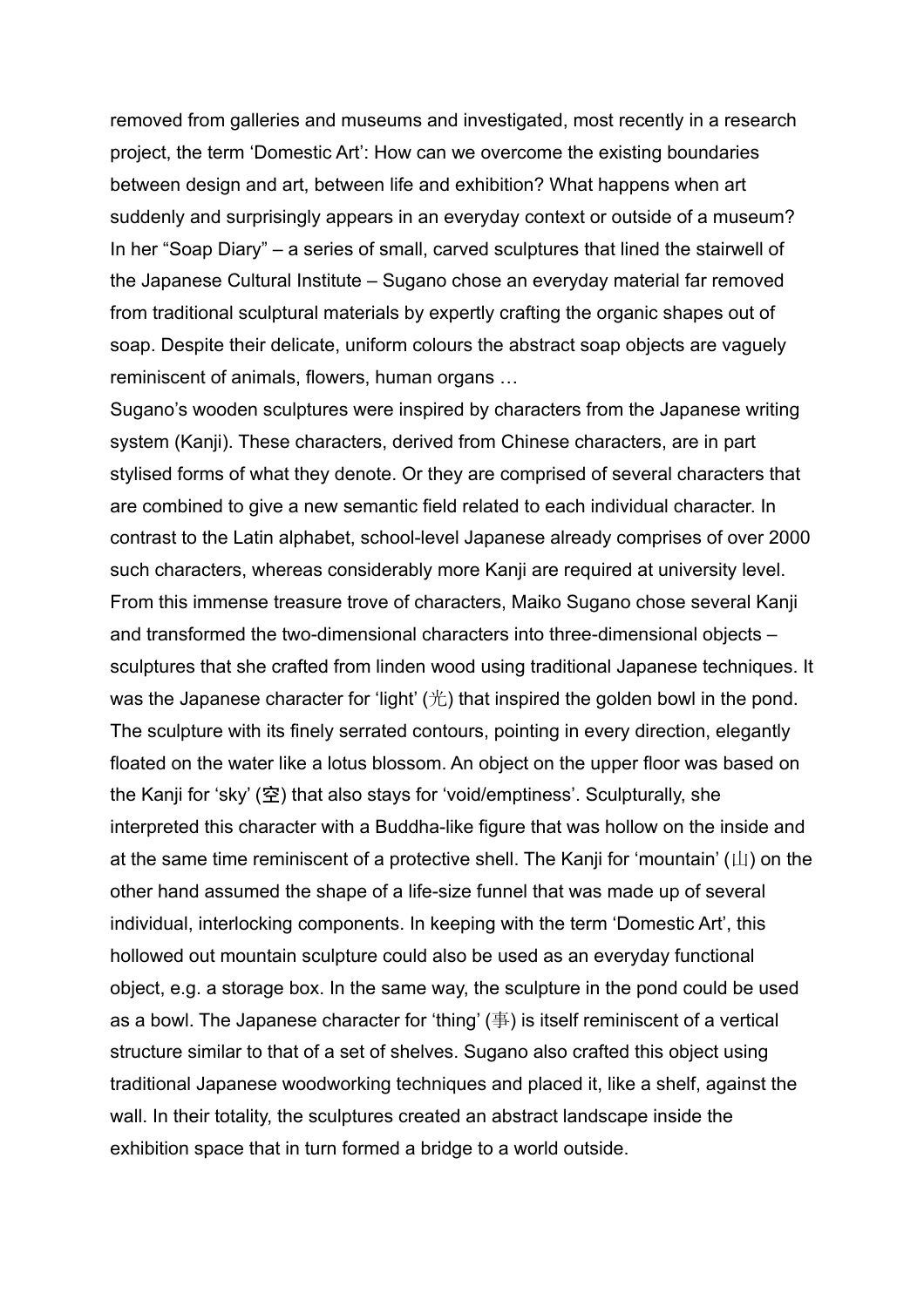removed from galleries and museums and investigated, most recently in a research project, the term ‘Domestic Art’: How can we overcome the existing boundaries between design and art, between life and exhibition? What happens when art suddenly and surprisingly appears in an everyday context or outside of a museum? In her “Soap Diary” – a series of small, carved sculptures that lined the stairwell of the Japanese Cultural Institute – Sugano chose an everyday material far removed from traditional sculptural materials by expertly crafting the organic shapes out of soap. Despite their delicate, uniform colours the abstract soap objects are vaguely reminiscent of animals, flowers, human organs …

Sugano’s wooden sculptures were inspired by characters from the Japanese writing system (Kanji). These characters, derived from Chinese characters, are in part stylised forms of what they denote. Or they are comprised of several characters that are combined to give a new semantic field related to each individual character. In contrast to the Latin alphabet, school-level Japanese already comprises of over 2000 such characters, whereas considerably more Kanji are required at university level. From this immense treasure trove of characters, Maiko Sugano chose several Kanji and transformed the two-dimensional characters into three-dimensional objects – sculptures that she crafted from linden wood using traditional Japanese techniques. It was the Japanese character for ‘light’ (光) that inspired the golden bowl in the pond. The sculpture with its finely serrated contours, pointing in every direction, elegantly floated on the water like a lotus blossom. An object on the upper floor was based on the Kanji for ‘sky’ (空) that also stays for ‘void/emptiness’. Sculpturally, she interpreted this character with a Buddha-like figure that was hollow on the inside and at the same time reminiscent of a protective shell. The Kanji for ‘mountain’ (山) on the other hand assumed the shape of a life-size funnel that was made up of several individual, interlocking components. In keeping with the term ‘Domestic Art’, this hollowed out mountain sculpture could also be used as an everyday functional object, e.g. a storage box. In the same way, the sculpture in the pond could be used as a bowl. The Japanese character for ‘thing’ (事) is itself reminiscent of a vertical structure similar to that of a set of shelves. Sugano also crafted this object using traditional Japanese woodworking techniques and placed it, like a shelf, against the wall. In their totality, the sculptures created an abstract landscape inside the exhibition space that in turn formed a bridge to a world outside.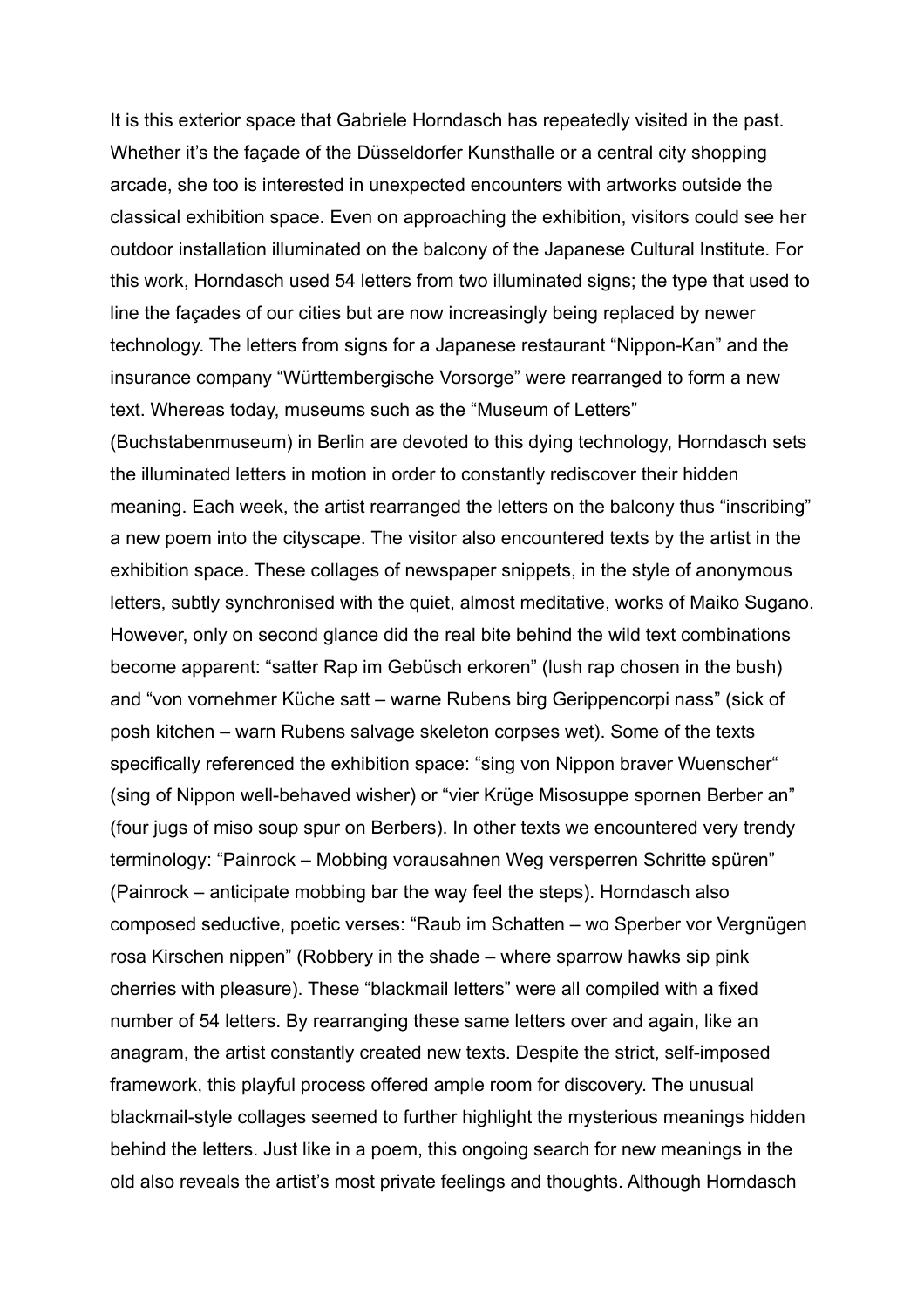It is this exterior space that Gabriele Horndasch has repeatedly visited in the past. Whether it's the façade of the Düsseldorfer Kunsthalle or a central city shopping arcade, she too is interested in unexpected encounters with artworks outside the classical exhibition space. Even on approaching the exhibition, visitors could see her outdoor installation illuminated on the balcony of the Japanese Cultural Institute. For this work, Horndasch used 54 letters from two illuminated signs; the type that used to line the façades of our cities but are now increasingly being replaced by newer technology. The letters from signs for a Japanese restaurant "Nippon-Kan" and the insurance company "Württembergische Vorsorge" were rearranged to form a new text. Whereas today, museums such as the "Museum of Letters" (Buchstabenmuseum) in Berlin are devoted to this dying technology, Horndasch sets the illuminated letters in motion in order to constantly rediscover their hidden meaning. Each week, the artist rearranged the letters on the balcony thus "inscribing" a new poem into the cityscape. The visitor also encountered texts by the artist in the exhibition space. These collages of newspaper snippets, in the style of anonymous letters, subtly synchronised with the quiet, almost meditative, works of Maiko Sugano. However, only on second glance did the real bite behind the wild text combinations become apparent: "satter Rap im Gebüsch erkoren" (lush rap chosen in the bush) and "von vornehmer Küche satt – warne Rubens birg Gerippencorpi nass" (sick of posh kitchen – warn Rubens salvage skeleton corpses wet). Some of the texts specifically referenced the exhibition space: "sing von Nippon braver Wuenscher" (sing of Nippon well-behaved wisher) or "vier Krüge Misosuppe spornen Berber an" (four jugs of miso soup spur on Berbers). In other texts we encountered very trendy terminology: "Painrock – Mobbing vorausahnen Weg versperren Schritte spüren" (Painrock – anticipate mobbing bar the way feel the steps). Horndasch also composed seductive, poetic verses: "Raub im Schatten – wo Sperber vor Vergnügen rosa Kirschen nippen" (Robbery in the shade – where sparrow hawks sip pink cherries with pleasure). These "blackmail letters" were all compiled with a fixed number of 54 letters. By rearranging these same letters over and again, like an anagram, the artist constantly created new texts. Despite the strict, self-imposed framework, this playful process offered ample room for discovery. The unusual blackmail-style collages seemed to further highlight the mysterious meanings hidden behind the letters. Just like in a poem, this ongoing search for new meanings in the old also reveals the artist's most private feelings and thoughts. Although Horndasch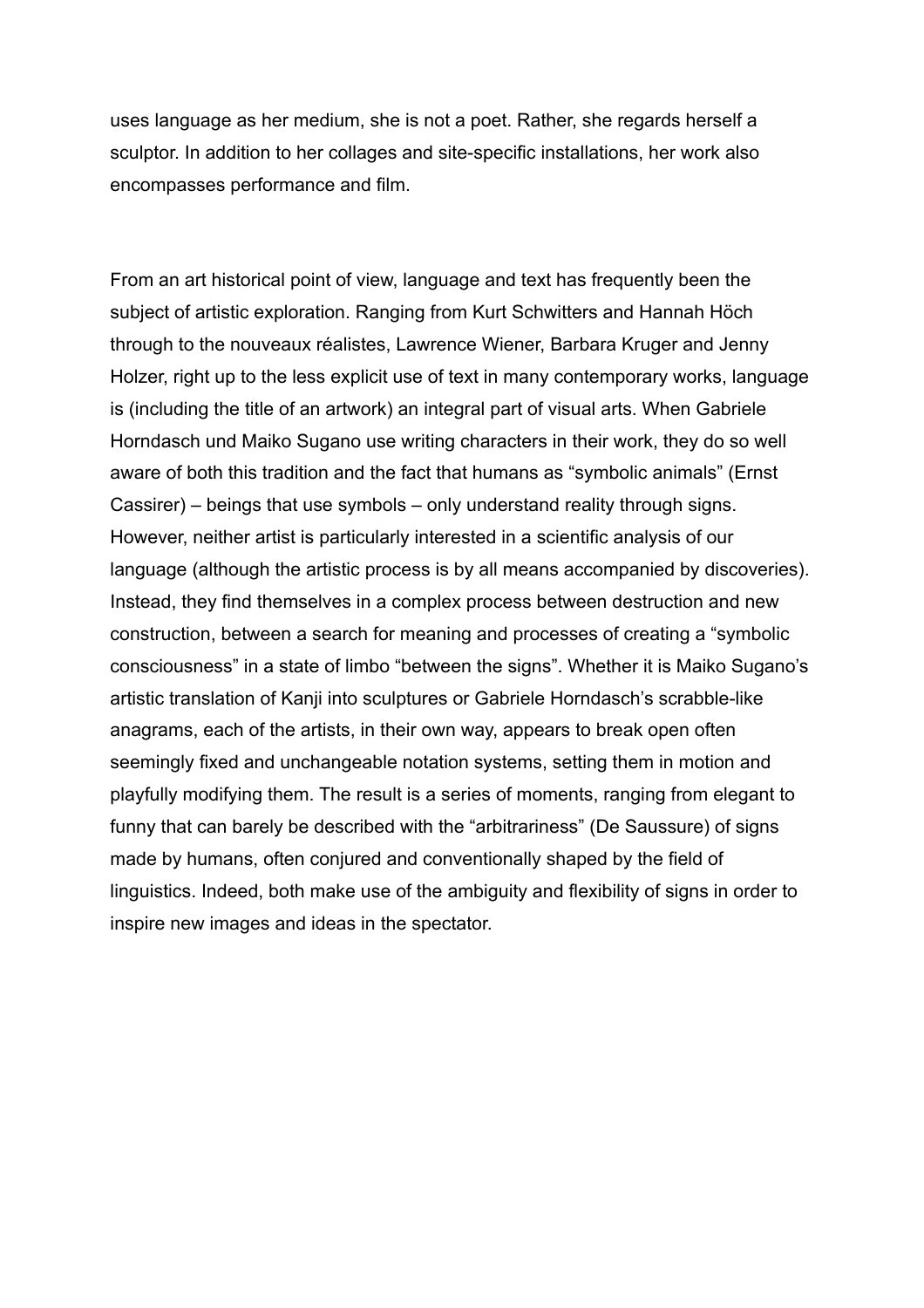uses language as her medium, she is not a poet. Rather, she regards herself a sculptor. In addition to her collages and site-specific installations, her work also encompasses performance and film.

From an art historical point of view, language and text has frequently been the subject of artistic exploration. Ranging from Kurt Schwitters and Hannah Höch through to the nouveaux réalistes, Lawrence Wiener, Barbara Kruger and Jenny Holzer, right up to the less explicit use of text in many contemporary works, language is (including the title of an artwork) an integral part of visual arts. When Gabriele Horndasch und Maiko Sugano use writing characters in their work, they do so well aware of both this tradition and the fact that humans as “symbolic animals” (Ernst Cassirer) – beings that use symbols – only understand reality through signs. However, neither artist is particularly interested in a scientific analysis of our language (although the artistic process is by all means accompanied by discoveries). Instead, they find themselves in a complex process between destruction and new construction, between a search for meaning and processes of creating a “symbolic consciousness” in a state of limbo “between the signs”. Whether it is Maiko Sugano’s artistic translation of Kanji into sculptures or Gabriele Horndasch’s scrabble-like anagrams, each of the artists, in their own way, appears to break open often seemingly fixed and unchangeable notation systems, setting them in motion and playfully modifying them. The result is a series of moments, ranging from elegant to funny that can barely be described with the “arbitrariness” (De Saussure) of signs made by humans, often conjured and conventionally shaped by the field of linguistics. Indeed, both make use of the ambiguity and flexibility of signs in order to inspire new images and ideas in the spectator.